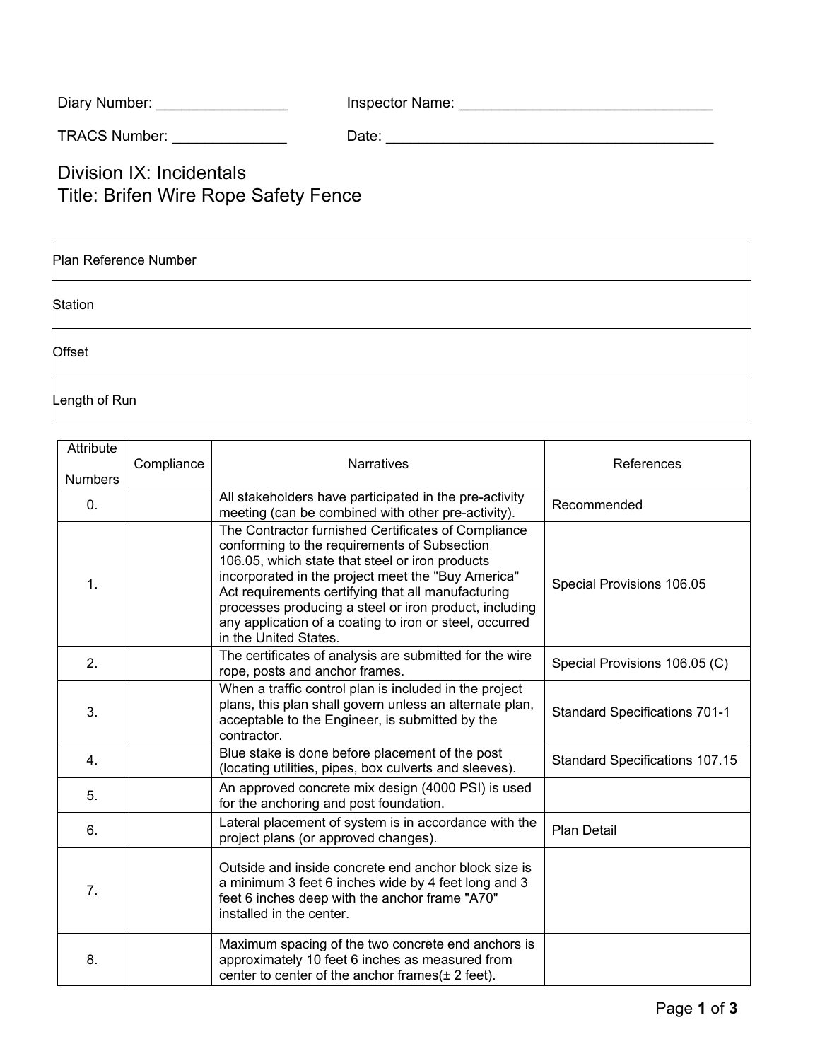Diary Number: ________________ Inspector Name: ________________________________

TRACS Number: ______________ Date: __________________________________________

# Division IX: Incidentals
# Title: Brifen Wire Rope Safety Fence

| Plan Reference Number |
|---|
| Station |
| Offset |
| Length of Run |

| Attribute Numbers | Compliance | Narratives | References |
|---|---|---|---|
| 0. | | All stakeholders have participated in the pre-activity meeting (can be combined with other pre-activity). | Recommended |
| 1. | | The Contractor furnished Certificates of Compliance conforming to the requirements of Subsection 106.05, which state that steel or iron products incorporated in the project meet the "Buy America" Act requirements certifying that all manufacturing processes producing a steel or iron product, including any application of a coating to iron or steel, occurred in the United States. | Special Provisions 106.05 |
| 2. | | The certificates of analysis are submitted for the wire rope, posts and anchor frames. | Special Provisions 106.05 (C) |
| 3. | | When a traffic control plan is included in the project plans, this plan shall govern unless an alternate plan, acceptable to the Engineer, is submitted by the contractor. | Standard Specifications 701-1 |
| 4. | | Blue stake is done before placement of the post (locating utilities, pipes, box culverts and sleeves). | Standard Specifications 107.15 |
| 5. | | An approved concrete mix design (4000 PSI) is used for the anchoring and post foundation. | |
| 6. | | Lateral placement of system is in accordance with the project plans (or approved changes). | Plan Detail |
| 7. | | Outside and inside concrete end anchor block size is a minimum 3 feet 6 inches wide by 4 feet long and 3 feet 6 inches deep with the anchor frame "A70" installed in the center. | |
| 8. | | Maximum spacing of the two concrete end anchors is approximately 10 feet 6 inches as measured from center to center of the anchor frames(± 2 feet). | |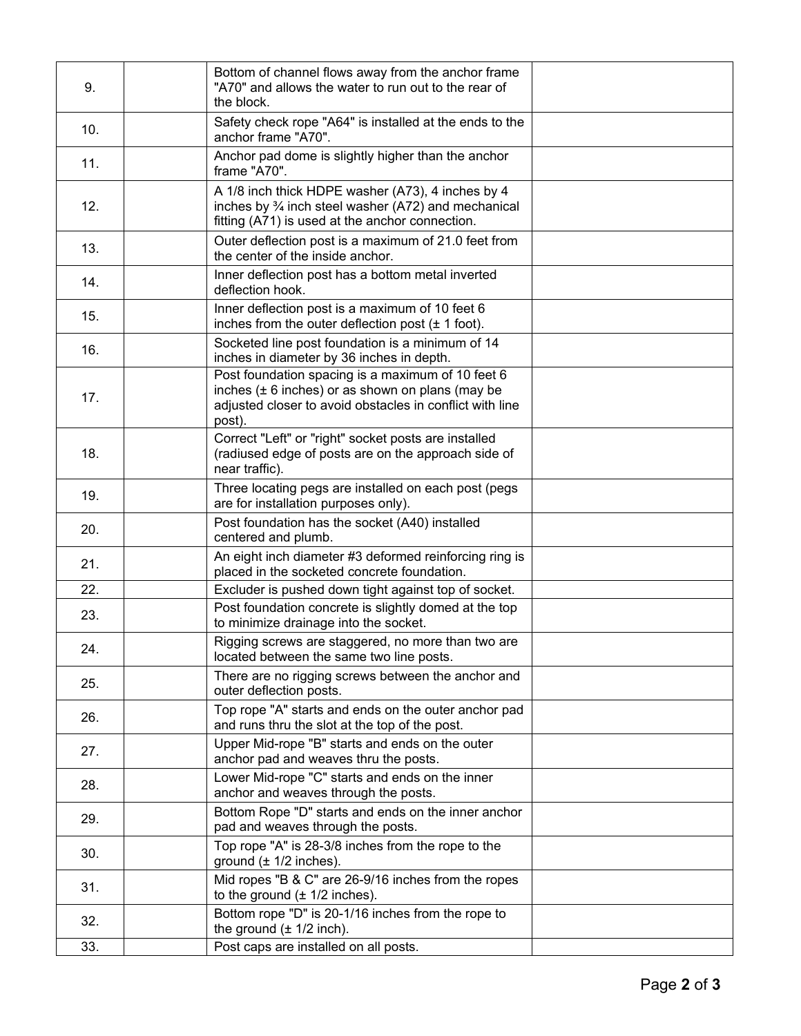| | | | |
|---|---|---|---|
| 9. | | Bottom of channel flows away from the anchor frame "A70" and allows the water to run out to the rear of the block. | |
| 10. | | Safety check rope "A64" is installed at the ends to the anchor frame "A70". | |
| 11. | | Anchor pad dome is slightly higher than the anchor frame "A70". | |
| 12. | | A 1/8 inch thick HDPE washer (A73), 4 inches by 4 inches by ¾ inch steel washer (A72) and mechanical fitting (A71) is used at the anchor connection. | |
| 13. | | Outer deflection post is a maximum of 21.0 feet from the center of the inside anchor. | |
| 14. | | Inner deflection post has a bottom metal inverted deflection hook. | |
| 15. | | Inner deflection post is a maximum of 10 feet 6 inches from the outer deflection post (± 1 foot). | |
| 16. | | Socketed line post foundation is a minimum of 14 inches in diameter by 36 inches in depth. | |
| 17. | | Post foundation spacing is a maximum of 10 feet 6 inches (± 6 inches) or as shown on plans (may be adjusted closer to avoid obstacles in conflict with line post). | |
| 18. | | Correct "Left" or "right" socket posts are installed (radiused edge of posts are on the approach side of near traffic). | |
| 19. | | Three locating pegs are installed on each post (pegs are for installation purposes only). | |
| 20. | | Post foundation has the socket (A40) installed centered and plumb. | |
| 21. | | An eight inch diameter #3 deformed reinforcing ring is placed in the socketed concrete foundation. | |
| 22. | | Excluder is pushed down tight against top of socket. | |
| 23. | | Post foundation concrete is slightly domed at the top to minimize drainage into the socket. | |
| 24. | | Rigging screws are staggered, no more than two are located between the same two line posts. | |
| 25. | | There are no rigging screws between the anchor and outer deflection posts. | |
| 26. | | Top rope "A" starts and ends on the outer anchor pad and runs thru the slot at the top of the post. | |
| 27. | | Upper Mid-rope "B" starts and ends on the outer anchor pad and weaves thru the posts. | |
| 28. | | Lower Mid-rope "C" starts and ends on the inner anchor and weaves through the posts. | |
| 29. | | Bottom Rope "D" starts and ends on the inner anchor pad and weaves through the posts. | |
| 30. | | Top rope "A" is 28-3/8 inches from the rope to the ground (± 1/2 inches). | |
| 31. | | Mid ropes "B & C" are 26-9/16 inches from the ropes to the ground (± 1/2 inches). | |
| 32. | | Bottom rope "D" is 20-1/16 inches from the rope to the ground (± 1/2 inch). | |
| 33. | | Post caps are installed on all posts. | |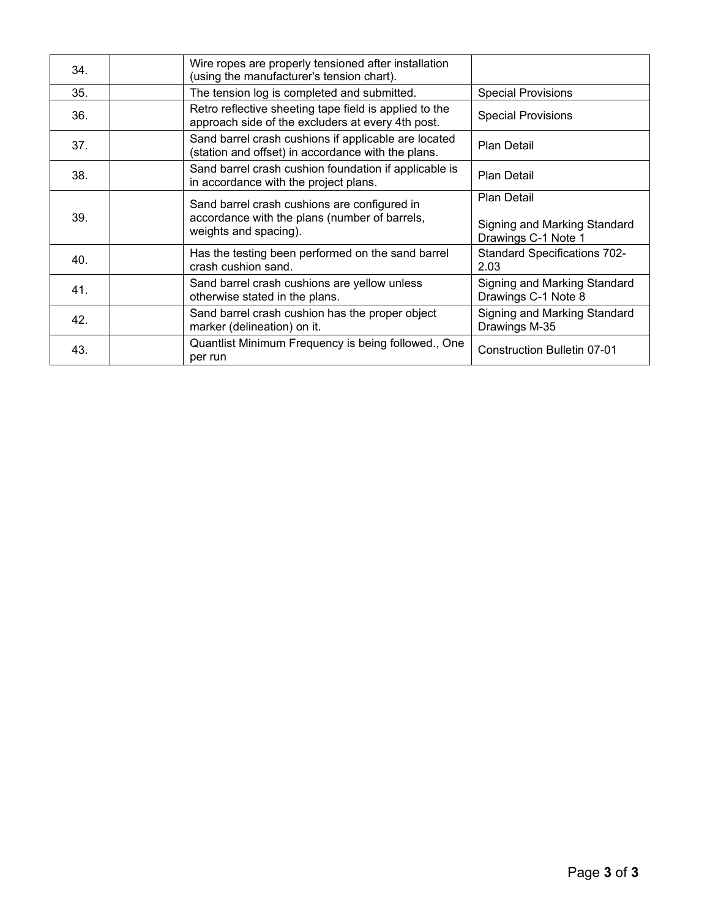| | | | |
|---|---|---|---|
| 34. | | Wire ropes are properly tensioned after installation (using the manufacturer's tension chart). | |
| 35. | | The tension log is completed and submitted. | Special Provisions |
| 36. | | Retro reflective sheeting tape field is applied to the approach side of the excluders at every 4th post. | Special Provisions |
| 37. | | Sand barrel crash cushions if applicable are located (station and offset) in accordance with the plans. | Plan Detail |
| 38. | | Sand barrel crash cushion foundation if applicable is in accordance with the project plans. | Plan Detail |
| 39. | | Sand barrel crash cushions are configured in accordance with the plans (number of barrels, weights and spacing). | Plan Detail<br><br>Signing and Marking Standard Drawings C-1 Note 1 |
| 40. | | Has the testing been performed on the sand barrel crash cushion sand. | Standard Specifications 702-2.03 |
| 41. | | Sand barrel crash cushions are yellow unless otherwise stated in the plans. | Signing and Marking Standard Drawings C-1 Note 8 |
| 42. | | Sand barrel crash cushion has the proper object marker (delineation) on it. | Signing and Marking Standard Drawings M-35 |
| 43. | | Quantlist Minimum Frequency is being followed., One per run | Construction Bulletin 07-01 |